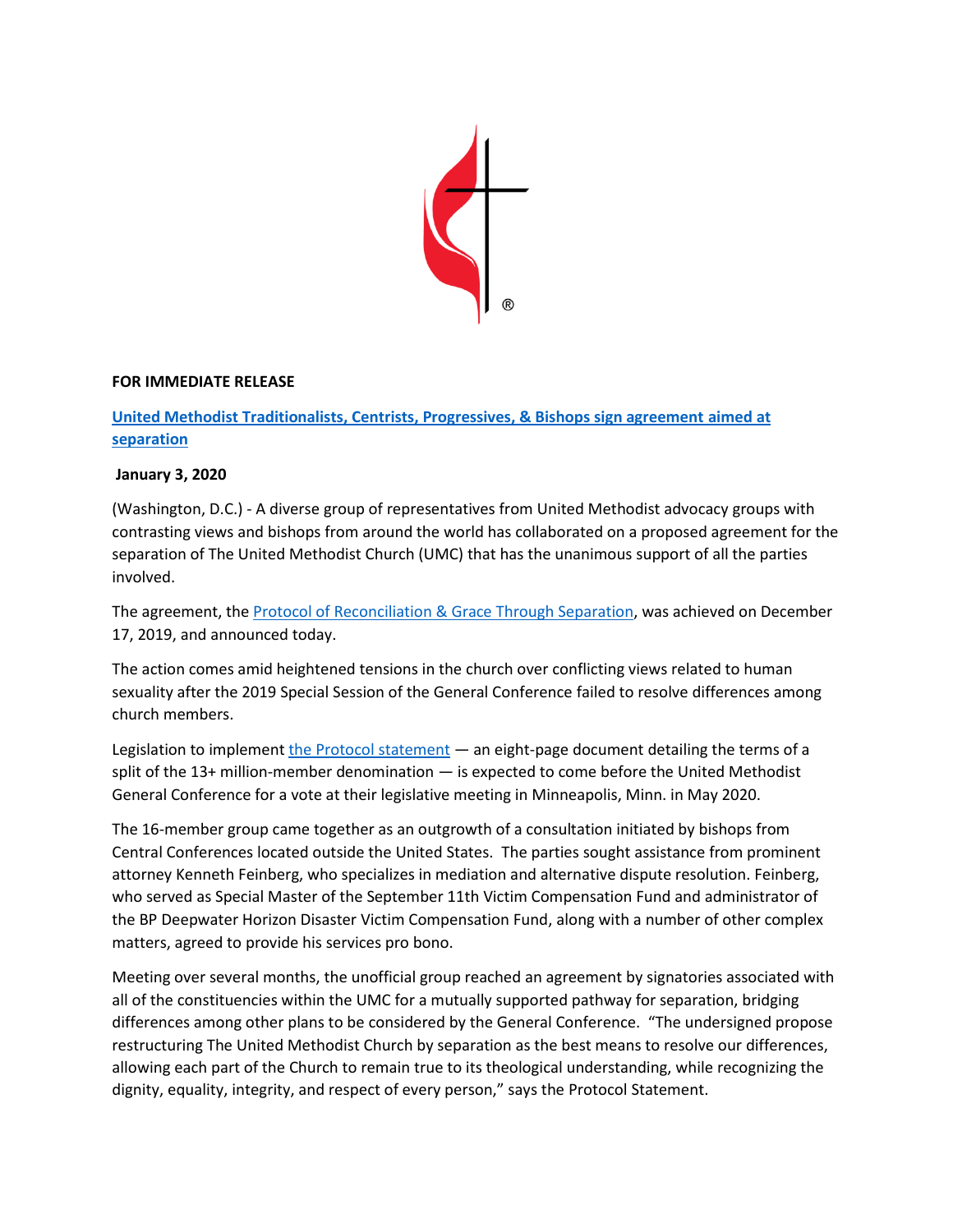**FOR IMMEDIATE RELEASE**

**[United Methodist Traditionalists, Centrists, Progressives, & Bishops sign agreement aimed at separation]()**

**January 3, 2020**

(Washington, D.C.) - A diverse group of representatives from United Methodist advocacy groups with contrasting views and bishops from around the world has collaborated on a proposed agreement for the separation of The United Methodist Church (UMC) that has the unanimous support of all the parties involved.

The agreement, the [Protocol of Reconciliation & Grace Through Separation](), was achieved on December 17, 2019, and announced today.

The action comes amid heightened tensions in the church over conflicting views related to human sexuality after the 2019 Special Session of the General Conference failed to resolve differences among church members.

Legislation to implement [the Protocol statement]() — an eight-page document detailing the terms of a split of the 13+ million-member denomination — is expected to come before the United Methodist General Conference for a vote at their legislative meeting in Minneapolis, Minn. in May 2020.

The 16-member group came together as an outgrowth of a consultation initiated by bishops from Central Conferences located outside the United States. The parties sought assistance from prominent attorney Kenneth Feinberg, who specializes in mediation and alternative dispute resolution. Feinberg, who served as Special Master of the September 11th Victim Compensation Fund and administrator of the BP Deepwater Horizon Disaster Victim Compensation Fund, along with a number of other complex matters, agreed to provide his services pro bono.

Meeting over several months, the unofficial group reached an agreement by signatories associated with all of the constituencies within the UMC for a mutually supported pathway for separation, bridging differences among other plans to be considered by the General Conference. "The undersigned propose restructuring The United Methodist Church by separation as the best means to resolve our differences, allowing each part of the Church to remain true to its theological understanding, while recognizing the dignity, equality, integrity, and respect of every person," says the Protocol Statement.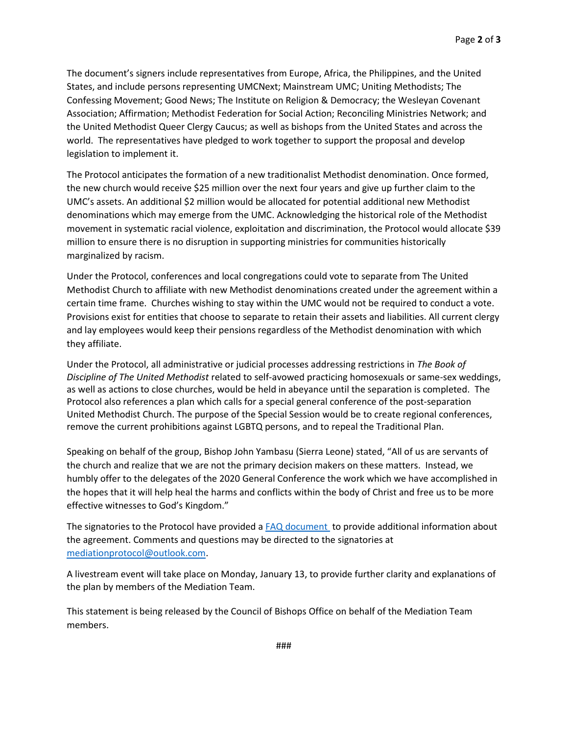The document's signers include representatives from Europe, Africa, the Philippines, and the United States, and include persons representing UMCNext; Mainstream UMC; Uniting Methodists; The Confessing Movement; Good News; The Institute on Religion & Democracy; the Wesleyan Covenant Association; Affirmation; Methodist Federation for Social Action; Reconciling Ministries Network; and the United Methodist Queer Clergy Caucus; as well as bishops from the United States and across the world. The representatives have pledged to work together to support the proposal and develop legislation to implement it.

The Protocol anticipates the formation of a new traditionalist Methodist denomination. Once formed, the new church would receive $25 million over the next four years and give up further claim to the UMC's assets. An additional $2 million would be allocated for potential additional new Methodist denominations which may emerge from the UMC. Acknowledging the historical role of the Methodist movement in systematic racial violence, exploitation and discrimination, the Protocol would allocate $39 million to ensure there is no disruption in supporting ministries for communities historically marginalized by racism.

Under the Protocol, conferences and local congregations could vote to separate from The United Methodist Church to affiliate with new Methodist denominations created under the agreement within a certain time frame. Churches wishing to stay within the UMC would not be required to conduct a vote. Provisions exist for entities that choose to separate to retain their assets and liabilities. All current clergy and lay employees would keep their pensions regardless of the Methodist denomination with which they affiliate.

Under the Protocol, all administrative or judicial processes addressing restrictions in *The Book of Discipline of The United Methodist* related to self-avowed practicing homosexuals or same-sex weddings, as well as actions to close churches, would be held in abeyance until the separation is completed. The Protocol also references a plan which calls for a special general conference of the post-separation United Methodist Church. The purpose of the Special Session would be to create regional conferences, remove the current prohibitions against LGBTQ persons, and to repeal the Traditional Plan.

Speaking on behalf of the group, Bishop John Yambasu (Sierra Leone) stated, "All of us are servants of the church and realize that we are not the primary decision makers on these matters. Instead, we humbly offer to the delegates of the 2020 General Conference the work which we have accomplished in the hopes that it will help heal the harms and conflicts within the body of Christ and free us to be more effective witnesses to God's Kingdom."

The signatories to the Protocol have provided a [FAQ document](#) to provide additional information about the agreement. Comments and questions may be directed to the signatories at mediationprotocol@outlook.com.

A livestream event will take place on Monday, January 13, to provide further clarity and explanations of the plan by members of the Mediation Team.

This statement is being released by the Council of Bishops Office on behalf of the Mediation Team members.

###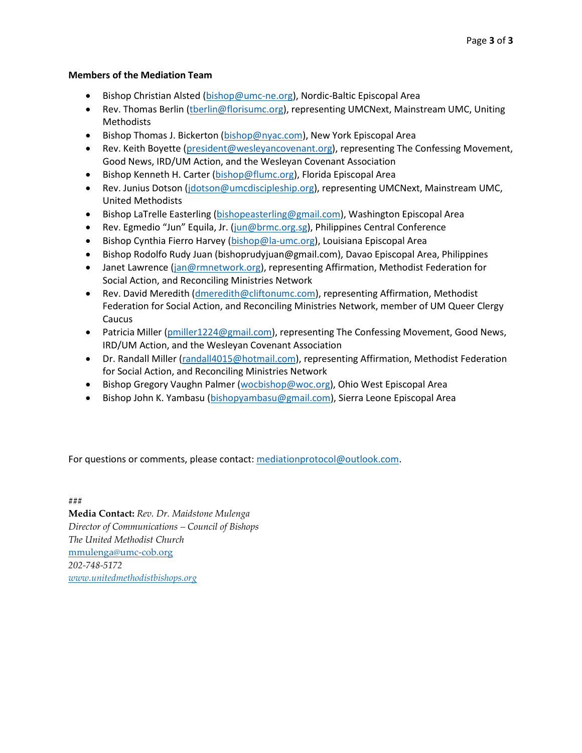**Members of the Mediation Team**

- Bishop Christian Alsted (bishop@umc-ne.org), Nordic-Baltic Episcopal Area
- Rev. Thomas Berlin (tberlin@florisumc.org), representing UMCNext, Mainstream UMC, Uniting Methodists
- Bishop Thomas J. Bickerton (bishop@nyac.com), New York Episcopal Area
- Rev. Keith Boyette (president@wesleyancovenant.org), representing The Confessing Movement, Good News, IRD/UM Action, and the Wesleyan Covenant Association
- Bishop Kenneth H. Carter (bishop@flumc.org), Florida Episcopal Area
- Rev. Junius Dotson (jdotson@umcdiscipleship.org), representing UMCNext, Mainstream UMC, United Methodists
- Bishop LaTrelle Easterling (bishopeasterling@gmail.com), Washington Episcopal Area
- Rev. Egmedio "Jun" Equila, Jr. (jun@brmc.org.sg), Philippines Central Conference
- Bishop Cynthia Fierro Harvey (bishop@la-umc.org), Louisiana Episcopal Area
- Bishop Rodolfo Rudy Juan (bishoprudyjuan@gmail.com), Davao Episcopal Area, Philippines
- Janet Lawrence (jan@rmnetwork.org), representing Affirmation, Methodist Federation for Social Action, and Reconciling Ministries Network
- Rev. David Meredith (dmeredith@cliftonumc.com), representing Affirmation, Methodist Federation for Social Action, and Reconciling Ministries Network, member of UM Queer Clergy Caucus
- Patricia Miller (pmiller1224@gmail.com), representing The Confessing Movement, Good News, IRD/UM Action, and the Wesleyan Covenant Association
- Dr. Randall Miller (randall4015@hotmail.com), representing Affirmation, Methodist Federation for Social Action, and Reconciling Ministries Network
- Bishop Gregory Vaughn Palmer (wocbishop@woc.org), Ohio West Episcopal Area
- Bishop John K. Yambasu (bishopyambasu@gmail.com), Sierra Leone Episcopal Area

For questions or comments, please contact: mediationprotocol@outlook.com.

###

**Media Contact:** *Rev. Dr. Maidstone Mulenga*
*Director of Communications – Council of Bishops*
*The United Methodist Church*
mmulenga@umc-cob.org
*202-748-5172*
*www.unitedmethodistbishops.org*